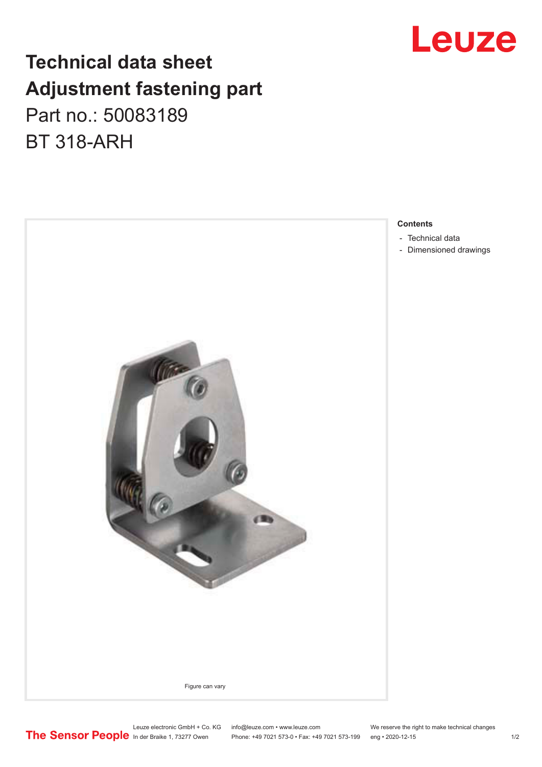# Technical data sheet
# Adjustment fastening part

Part no.: 50083189

BT 318-ARH

Figure can vary

**Contents**

- Technical data
- Dimensioned drawings

Leuze electronic GmbH + Co. KG
In der Braike 1, 73277 Owen

info@leuze.com • www.leuze.com
Phone: +49 7021 573-0 • Fax: +49 7021 573-199

We reserve the right to make technical changes
eng • 2020-12-15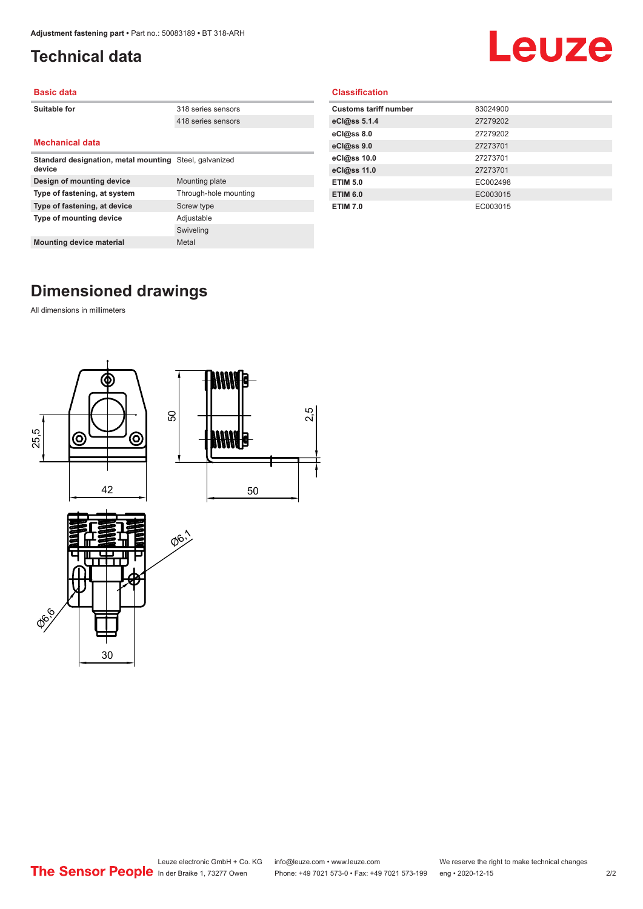# Technical data

## Basic data

| | |
|---|---|
| **Suitable for** | 318 series sensors |
| | 418 series sensors |

## Mechanical data

| | |
|---|---|
| **Standard designation, metal mounting device** | Steel, galvanized |
| **Design of mounting device** | Mounting plate |
| **Type of fastening, at system** | Through-hole mounting |
| **Type of fastening, at device** | Screw type |
| **Type of mounting device** | Adjustable |
| | Swiveling |
| **Mounting device material** | Metal |

## Classification

| | |
|---|---|
| **Customs tariff number** | 83024900 |
| **eCl@ss 5.1.4** | 27279202 |
| **eCl@ss 8.0** | 27279202 |
| **eCl@ss 9.0** | 27273701 |
| **eCl@ss 10.0** | 27273701 |
| **eCl@ss 11.0** | 27273701 |
| **ETIM 5.0** | EC002498 |
| **ETIM 6.0** | EC003015 |
| **ETIM 7.0** | EC003015 |

# Dimensioned drawings

All dimensions in millimeters

25,5
42
50
50
2,5
Ø6,1
Ø6,6
30